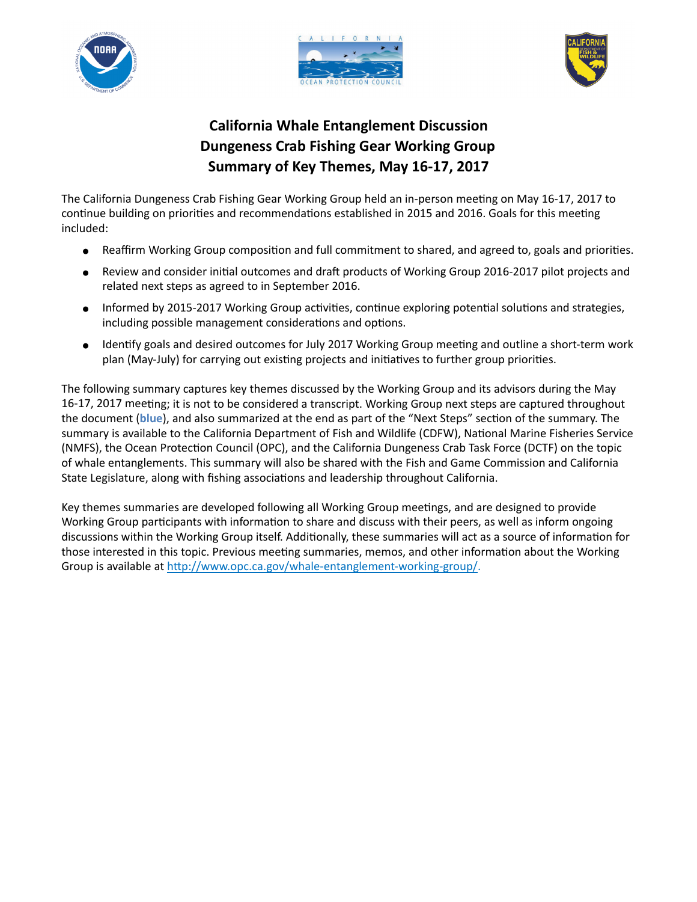# California Whale Entanglement Discussion
# Dungeness Crab Fishing Gear Working Group
# Summary of Key Themes, May 16-17, 2017

The California Dungeness Crab Fishing Gear Working Group held an in-person meeting on May 16-17, 2017 to continue building on priorities and recommendations established in 2015 and 2016. Goals for this meeting included:

- Reaffirm Working Group composition and full commitment to shared, and agreed to, goals and priorities.
- Review and consider initial outcomes and draft products of Working Group 2016-2017 pilot projects and related next steps as agreed to in September 2016.
- Informed by 2015-2017 Working Group activities, continue exploring potential solutions and strategies, including possible management considerations and options.
- Identify goals and desired outcomes for July 2017 Working Group meeting and outline a short-term work plan (May-July) for carrying out existing projects and initiatives to further group priorities.

The following summary captures key themes discussed by the Working Group and its advisors during the May 16-17, 2017 meeting; it is not to be considered a transcript. Working Group next steps are captured throughout the document (**blue**), and also summarized at the end as part of the "Next Steps" section of the summary. The summary is available to the California Department of Fish and Wildlife (CDFW), National Marine Fisheries Service (NMFS), the Ocean Protection Council (OPC), and the California Dungeness Crab Task Force (DCTF) on the topic of whale entanglements. This summary will also be shared with the Fish and Game Commission and California State Legislature, along with fishing associations and leadership throughout California.

Key themes summaries are developed following all Working Group meetings, and are designed to provide Working Group participants with information to share and discuss with their peers, as well as inform ongoing discussions within the Working Group itself. Additionally, these summaries will act as a source of information for those interested in this topic. Previous meeting summaries, memos, and other information about the Working Group is available at http://www.opc.ca.gov/whale-entanglement-working-group/.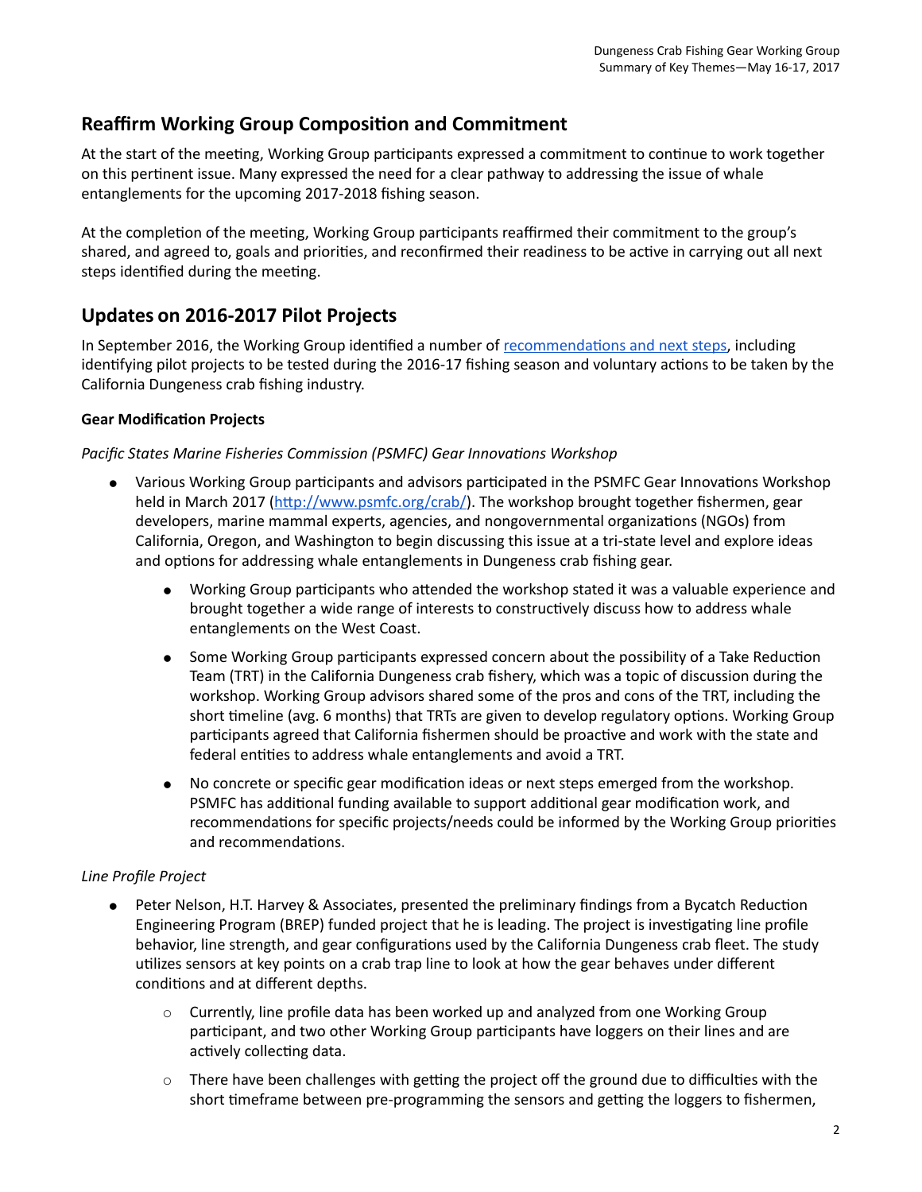## Reaffirm Working Group Composition and Commitment

At the start of the meeting, Working Group participants expressed a commitment to continue to work together on this pertinent issue. Many expressed the need for a clear pathway to addressing the issue of whale entanglements for the upcoming 2017-2018 fishing season.

At the completion of the meeting, Working Group participants reaffirmed their commitment to the group's shared, and agreed to, goals and priorities, and reconfirmed their readiness to be active in carrying out all next steps identified during the meeting.

## Updates on 2016-2017 Pilot Projects

In September 2016, the Working Group identified a number of recommendations and next steps, including identifying pilot projects to be tested during the 2016-17 fishing season and voluntary actions to be taken by the California Dungeness crab fishing industry.

**Gear Modification Projects**

*Pacific States Marine Fisheries Commission (PSMFC) Gear Innovations Workshop*

- Various Working Group participants and advisors participated in the PSMFC Gear Innovations Workshop held in March 2017 (http://www.psmfc.org/crab/). The workshop brought together fishermen, gear developers, marine mammal experts, agencies, and nongovernmental organizations (NGOs) from California, Oregon, and Washington to begin discussing this issue at a tri-state level and explore ideas and options for addressing whale entanglements in Dungeness crab fishing gear.
  - Working Group participants who attended the workshop stated it was a valuable experience and brought together a wide range of interests to constructively discuss how to address whale entanglements on the West Coast.
  - Some Working Group participants expressed concern about the possibility of a Take Reduction Team (TRT) in the California Dungeness crab fishery, which was a topic of discussion during the workshop. Working Group advisors shared some of the pros and cons of the TRT, including the short timeline (avg. 6 months) that TRTs are given to develop regulatory options. Working Group participants agreed that California fishermen should be proactive and work with the state and federal entities to address whale entanglements and avoid a TRT.
  - No concrete or specific gear modification ideas or next steps emerged from the workshop. PSMFC has additional funding available to support additional gear modification work, and recommendations for specific projects/needs could be informed by the Working Group priorities and recommendations.

*Line Profile Project*

- Peter Nelson, H.T. Harvey & Associates, presented the preliminary findings from a Bycatch Reduction Engineering Program (BREP) funded project that he is leading. The project is investigating line profile behavior, line strength, and gear configurations used by the California Dungeness crab fleet. The study utilizes sensors at key points on a crab trap line to look at how the gear behaves under different conditions and at different depths.
  - Currently, line profile data has been worked up and analyzed from one Working Group participant, and two other Working Group participants have loggers on their lines and are actively collecting data.
  - There have been challenges with getting the project off the ground due to difficulties with the short timeframe between pre-programming the sensors and getting the loggers to fishermen,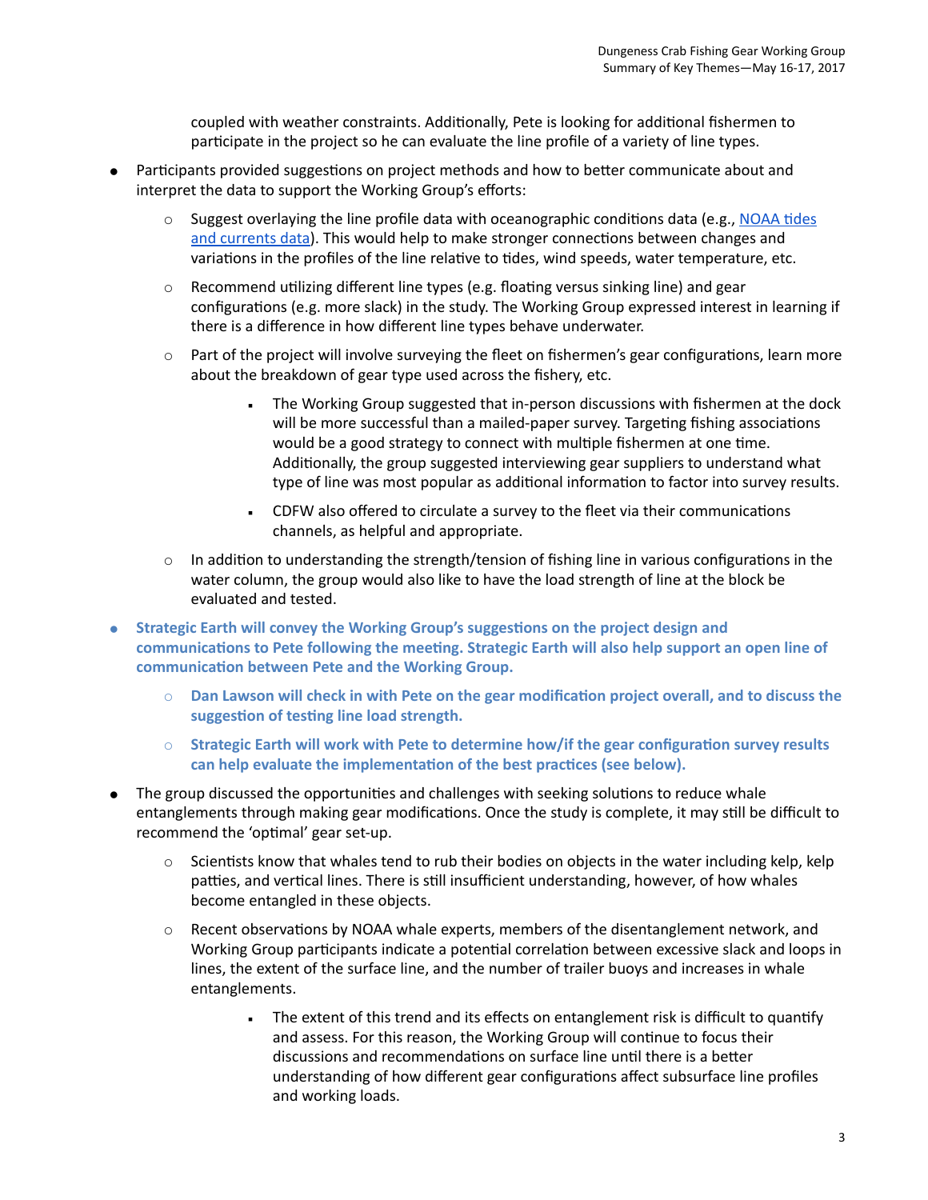coupled with weather constraints. Additionally, Pete is looking for additional fishermen to participate in the project so he can evaluate the line profile of a variety of line types.

- Participants provided suggestions on project methods and how to better communicate about and interpret the data to support the Working Group's efforts:
  - Suggest overlaying the line profile data with oceanographic conditions data (e.g., [NOAA tides and currents data]). This would help to make stronger connections between changes and variations in the profiles of the line relative to tides, wind speeds, water temperature, etc.
  - Recommend utilizing different line types (e.g. floating versus sinking line) and gear configurations (e.g. more slack) in the study. The Working Group expressed interest in learning if there is a difference in how different line types behave underwater.
  - Part of the project will involve surveying the fleet on fishermen's gear configurations, learn more about the breakdown of gear type used across the fishery, etc.
    - The Working Group suggested that in-person discussions with fishermen at the dock will be more successful than a mailed-paper survey. Targeting fishing associations would be a good strategy to connect with multiple fishermen at one time. Additionally, the group suggested interviewing gear suppliers to understand what type of line was most popular as additional information to factor into survey results.
    - CDFW also offered to circulate a survey to the fleet via their communications channels, as helpful and appropriate.
  - In addition to understanding the strength/tension of fishing line in various configurations in the water column, the group would also like to have the load strength of line at the block be evaluated and tested.
- **Strategic Earth will convey the Working Group's suggestions on the project design and communications to Pete following the meeting. Strategic Earth will also help support an open line of communication between Pete and the Working Group.**
  - **Dan Lawson will check in with Pete on the gear modification project overall, and to discuss the suggestion of testing line load strength.**
  - **Strategic Earth will work with Pete to determine how/if the gear configuration survey results can help evaluate the implementation of the best practices (see below).**
- The group discussed the opportunities and challenges with seeking solutions to reduce whale entanglements through making gear modifications. Once the study is complete, it may still be difficult to recommend the 'optimal' gear set-up.
  - Scientists know that whales tend to rub their bodies on objects in the water including kelp, kelp patties, and vertical lines. There is still insufficient understanding, however, of how whales become entangled in these objects.
  - Recent observations by NOAA whale experts, members of the disentanglement network, and Working Group participants indicate a potential correlation between excessive slack and loops in lines, the extent of the surface line, and the number of trailer buoys and increases in whale entanglements.
    - The extent of this trend and its effects on entanglement risk is difficult to quantify and assess. For this reason, the Working Group will continue to focus their discussions and recommendations on surface line until there is a better understanding of how different gear configurations affect subsurface line profiles and working loads.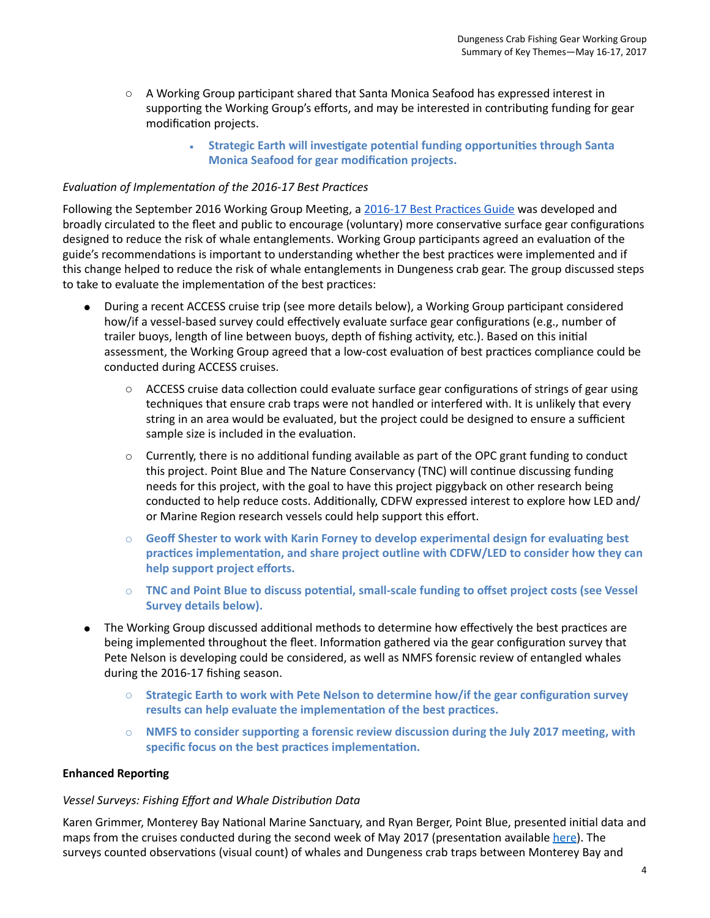- A Working Group participant shared that Santa Monica Seafood has expressed interest in supporting the Working Group's efforts, and may be interested in contributing funding for gear modification projects.
  - **Strategic Earth will investigate potential funding opportunities through Santa Monica Seafood for gear modification projects.**

*Evaluation of Implementation of the 2016-17 Best Practices*

Following the September 2016 Working Group Meeting, a 2016-17 Best Practices Guide was developed and broadly circulated to the fleet and public to encourage (voluntary) more conservative surface gear configurations designed to reduce the risk of whale entanglements. Working Group participants agreed an evaluation of the guide's recommendations is important to understanding whether the best practices were implemented and if this change helped to reduce the risk of whale entanglements in Dungeness crab gear. The group discussed steps to take to evaluate the implementation of the best practices:

- During a recent ACCESS cruise trip (see more details below), a Working Group participant considered how/if a vessel-based survey could effectively evaluate surface gear configurations (e.g., number of trailer buoys, length of line between buoys, depth of fishing activity, etc.). Based on this initial assessment, the Working Group agreed that a low-cost evaluation of best practices compliance could be conducted during ACCESS cruises.
  - ACCESS cruise data collection could evaluate surface gear configurations of strings of gear using techniques that ensure crab traps were not handled or interfered with. It is unlikely that every string in an area would be evaluated, but the project could be designed to ensure a sufficient sample size is included in the evaluation.
  - Currently, there is no additional funding available as part of the OPC grant funding to conduct this project. Point Blue and The Nature Conservancy (TNC) will continue discussing funding needs for this project, with the goal to have this project piggyback on other research being conducted to help reduce costs. Additionally, CDFW expressed interest to explore how LED and/or Marine Region research vessels could help support this effort.
  - **Geoff Shester to work with Karin Forney to develop experimental design for evaluating best practices implementation, and share project outline with CDFW/LED to consider how they can help support project efforts.**
  - **TNC and Point Blue to discuss potential, small-scale funding to offset project costs (see Vessel Survey details below).**
- The Working Group discussed additional methods to determine how effectively the best practices are being implemented throughout the fleet. Information gathered via the gear configuration survey that Pete Nelson is developing could be considered, as well as NMFS forensic review of entangled whales during the 2016-17 fishing season.
  - **Strategic Earth to work with Pete Nelson to determine how/if the gear configuration survey results can help evaluate the implementation of the best practices.**
  - **NMFS to consider supporting a forensic review discussion during the July 2017 meeting, with specific focus on the best practices implementation.**

**Enhanced Reporting**

*Vessel Surveys: Fishing Effort and Whale Distribution Data*

Karen Grimmer, Monterey Bay National Marine Sanctuary, and Ryan Berger, Point Blue, presented initial data and maps from the cruises conducted during the second week of May 2017 (presentation available here). The surveys counted observations (visual count) of whales and Dungeness crab traps between Monterey Bay and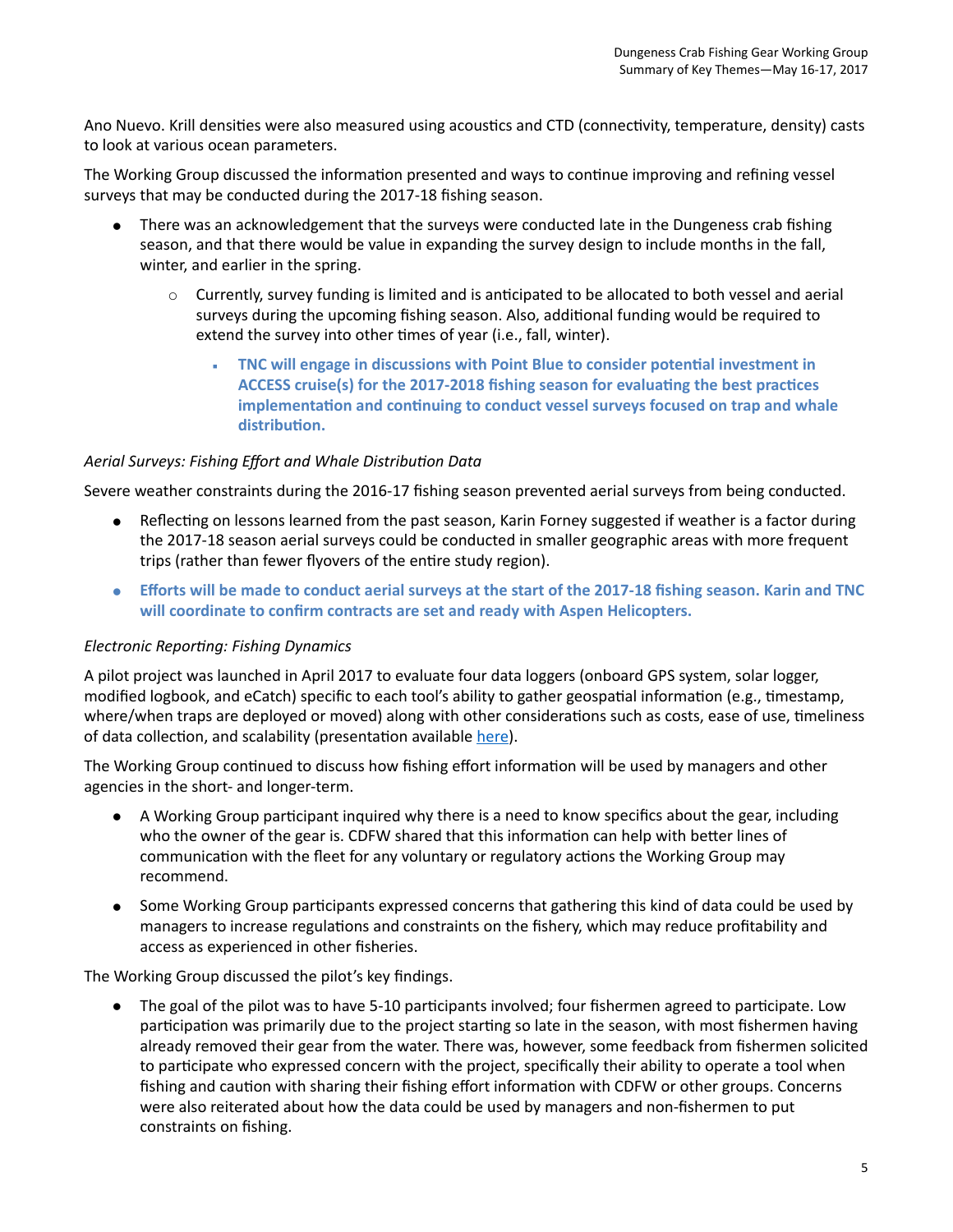Ano Nuevo. Krill densities were also measured using acoustics and CTD (connectivity, temperature, density) casts to look at various ocean parameters.

The Working Group discussed the information presented and ways to continue improving and refining vessel surveys that may be conducted during the 2017-18 fishing season.

- There was an acknowledgement that the surveys were conducted late in the Dungeness crab fishing season, and that there would be value in expanding the survey design to include months in the fall, winter, and earlier in the spring.
    - Currently, survey funding is limited and is anticipated to be allocated to both vessel and aerial surveys during the upcoming fishing season. Also, additional funding would be required to extend the survey into other times of year (i.e., fall, winter).
        - **TNC will engage in discussions with Point Blue to consider potential investment in ACCESS cruise(s) for the 2017-2018 fishing season for evaluating the best practices implementation and continuing to conduct vessel surveys focused on trap and whale distribution.**

*Aerial Surveys: Fishing Effort and Whale Distribution Data*

Severe weather constraints during the 2016-17 fishing season prevented aerial surveys from being conducted.

- Reflecting on lessons learned from the past season, Karin Forney suggested if weather is a factor during the 2017-18 season aerial surveys could be conducted in smaller geographic areas with more frequent trips (rather than fewer flyovers of the entire study region).
- **Efforts will be made to conduct aerial surveys at the start of the 2017-18 fishing season. Karin and TNC will coordinate to confirm contracts are set and ready with Aspen Helicopters.**

*Electronic Reporting: Fishing Dynamics*

A pilot project was launched in April 2017 to evaluate four data loggers (onboard GPS system, solar logger, modified logbook, and eCatch) specific to each tool's ability to gather geospatial information (e.g., timestamp, where/when traps are deployed or moved) along with other considerations such as costs, ease of use, timeliness of data collection, and scalability (presentation available here).

The Working Group continued to discuss how fishing effort information will be used by managers and other agencies in the short- and longer-term.

- A Working Group participant inquired why there is a need to know specifics about the gear, including who the owner of the gear is. CDFW shared that this information can help with better lines of communication with the fleet for any voluntary or regulatory actions the Working Group may recommend.
- Some Working Group participants expressed concerns that gathering this kind of data could be used by managers to increase regulations and constraints on the fishery, which may reduce profitability and access as experienced in other fisheries.

The Working Group discussed the pilot's key findings.

- The goal of the pilot was to have 5-10 participants involved; four fishermen agreed to participate. Low participation was primarily due to the project starting so late in the season, with most fishermen having already removed their gear from the water. There was, however, some feedback from fishermen solicited to participate who expressed concern with the project, specifically their ability to operate a tool when fishing and caution with sharing their fishing effort information with CDFW or other groups. Concerns were also reiterated about how the data could be used by managers and non-fishermen to put constraints on fishing.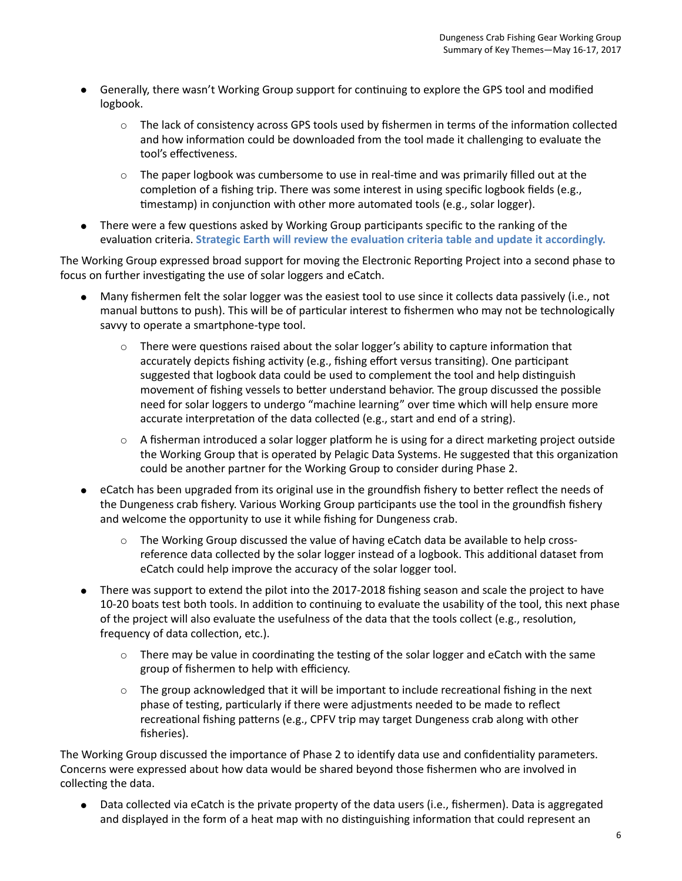- Generally, there wasn't Working Group support for continuing to explore the GPS tool and modified logbook.
    - The lack of consistency across GPS tools used by fishermen in terms of the information collected and how information could be downloaded from the tool made it challenging to evaluate the tool's effectiveness.
    - The paper logbook was cumbersome to use in real-time and was primarily filled out at the completion of a fishing trip. There was some interest in using specific logbook fields (e.g., timestamp) in conjunction with other more automated tools (e.g., solar logger).
- There were a few questions asked by Working Group participants specific to the ranking of the evaluation criteria. **Strategic Earth will review the evaluation criteria table and update it accordingly.**

The Working Group expressed broad support for moving the Electronic Reporting Project into a second phase to focus on further investigating the use of solar loggers and eCatch.

- Many fishermen felt the solar logger was the easiest tool to use since it collects data passively (i.e., not manual buttons to push). This will be of particular interest to fishermen who may not be technologically savvy to operate a smartphone-type tool.
    - There were questions raised about the solar logger's ability to capture information that accurately depicts fishing activity (e.g., fishing effort versus transiting). One participant suggested that logbook data could be used to complement the tool and help distinguish movement of fishing vessels to better understand behavior. The group discussed the possible need for solar loggers to undergo "machine learning" over time which will help ensure more accurate interpretation of the data collected (e.g., start and end of a string).
    - A fisherman introduced a solar logger platform he is using for a direct marketing project outside the Working Group that is operated by Pelagic Data Systems. He suggested that this organization could be another partner for the Working Group to consider during Phase 2.
- eCatch has been upgraded from its original use in the groundfish fishery to better reflect the needs of the Dungeness crab fishery. Various Working Group participants use the tool in the groundfish fishery and welcome the opportunity to use it while fishing for Dungeness crab.
    - The Working Group discussed the value of having eCatch data be available to help cross-reference data collected by the solar logger instead of a logbook. This additional dataset from eCatch could help improve the accuracy of the solar logger tool.
- There was support to extend the pilot into the 2017-2018 fishing season and scale the project to have 10-20 boats test both tools. In addition to continuing to evaluate the usability of the tool, this next phase of the project will also evaluate the usefulness of the data that the tools collect (e.g., resolution, frequency of data collection, etc.).
    - There may be value in coordinating the testing of the solar logger and eCatch with the same group of fishermen to help with efficiency.
    - The group acknowledged that it will be important to include recreational fishing in the next phase of testing, particularly if there were adjustments needed to be made to reflect recreational fishing patterns (e.g., CPFV trip may target Dungeness crab along with other fisheries).

The Working Group discussed the importance of Phase 2 to identify data use and confidentiality parameters. Concerns were expressed about how data would be shared beyond those fishermen who are involved in collecting the data.

- Data collected via eCatch is the private property of the data users (i.e., fishermen). Data is aggregated and displayed in the form of a heat map with no distinguishing information that could represent an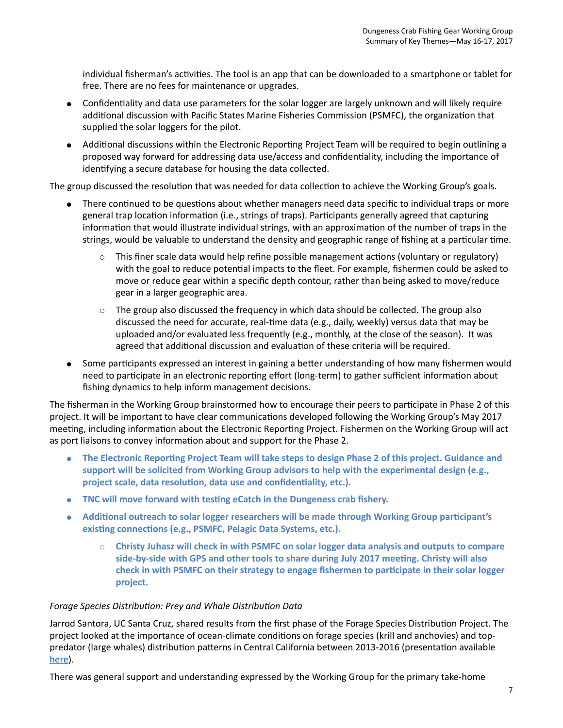individual fisherman's activities. The tool is an app that can be downloaded to a smartphone or tablet for free. There are no fees for maintenance or upgrades.

- Confidentiality and data use parameters for the solar logger are largely unknown and will likely require additional discussion with Pacific States Marine Fisheries Commission (PSMFC), the organization that supplied the solar loggers for the pilot.
- Additional discussions within the Electronic Reporting Project Team will be required to begin outlining a proposed way forward for addressing data use/access and confidentiality, including the importance of identifying a secure database for housing the data collected.

The group discussed the resolution that was needed for data collection to achieve the Working Group's goals.

- There continued to be questions about whether managers need data specific to individual traps or more general trap location information (i.e., strings of traps). Participants generally agreed that capturing information that would illustrate individual strings, with an approximation of the number of traps in the strings, would be valuable to understand the density and geographic range of fishing at a particular time.
  - This finer scale data would help refine possible management actions (voluntary or regulatory) with the goal to reduce potential impacts to the fleet. For example, fishermen could be asked to move or reduce gear within a specific depth contour, rather than being asked to move/reduce gear in a larger geographic area.
  - The group also discussed the frequency in which data should be collected. The group also discussed the need for accurate, real-time data (e.g., daily, weekly) versus data that may be uploaded and/or evaluated less frequently (e.g., monthly, at the close of the season). It was agreed that additional discussion and evaluation of these criteria will be required.
- Some participants expressed an interest in gaining a better understanding of how many fishermen would need to participate in an electronic reporting effort (long-term) to gather sufficient information about fishing dynamics to help inform management decisions.

The fisherman in the Working Group brainstormed how to encourage their peers to participate in Phase 2 of this project. It will be important to have clear communications developed following the Working Group's May 2017 meeting, including information about the Electronic Reporting Project. Fishermen on the Working Group will act as port liaisons to convey information about and support for the Phase 2.

- **The Electronic Reporting Project Team will take steps to design Phase 2 of this project. Guidance and support will be solicited from Working Group advisors to help with the experimental design (e.g., project scale, data resolution, data use and confidentiality, etc.).**
- **TNC will move forward with testing eCatch in the Dungeness crab fishery.**
- **Additional outreach to solar logger researchers will be made through Working Group participant's existing connections (e.g., PSMFC, Pelagic Data Systems, etc.).**
  - **Christy Juhasz will check in with PSMFC on solar logger data analysis and outputs to compare side-by-side with GPS and other tools to share during July 2017 meeting. Christy will also check in with PSMFC on their strategy to engage fishermen to participate in their solar logger project.**

*Forage Species Distribution: Prey and Whale Distribution Data*

Jarrod Santora, UC Santa Cruz, shared results from the first phase of the Forage Species Distribution Project. The project looked at the importance of ocean-climate conditions on forage species (krill and anchovies) and top-predator (large whales) distribution patterns in Central California between 2013-2016 (presentation available here).

There was general support and understanding expressed by the Working Group for the primary take-home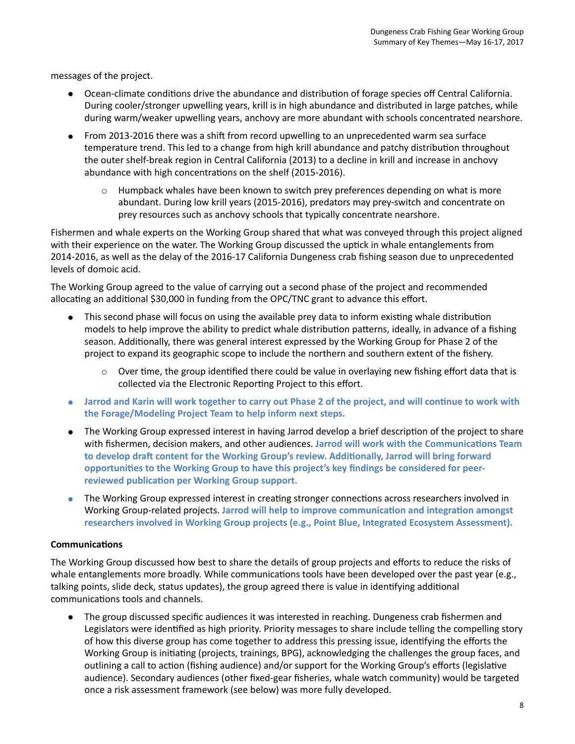messages of the project.

- Ocean-climate conditions drive the abundance and distribution of forage species off Central California. During cooler/stronger upwelling years, krill is in high abundance and distributed in large patches, while during warm/weaker upwelling years, anchovy are more abundant with schools concentrated nearshore.
- From 2013-2016 there was a shift from record upwelling to an unprecedented warm sea surface temperature trend. This led to a change from high krill abundance and patchy distribution throughout the outer shelf-break region in Central California (2013) to a decline in krill and increase in anchovy abundance with high concentrations on the shelf (2015-2016).
    - Humpback whales have been known to switch prey preferences depending on what is more abundant. During low krill years (2015-2016), predators may prey-switch and concentrate on prey resources such as anchovy schools that typically concentrate nearshore.

Fishermen and whale experts on the Working Group shared that what was conveyed through this project aligned with their experience on the water. The Working Group discussed the uptick in whale entanglements from 2014-2016, as well as the delay of the 2016-17 California Dungeness crab fishing season due to unprecedented levels of domoic acid.

The Working Group agreed to the value of carrying out a second phase of the project and recommended allocating an additional $30,000 in funding from the OPC/TNC grant to advance this effort.

- This second phase will focus on using the available prey data to inform existing whale distribution models to help improve the ability to predict whale distribution patterns, ideally, in advance of a fishing season. Additionally, there was general interest expressed by the Working Group for Phase 2 of the project to expand its geographic scope to include the northern and southern extent of the fishery.
    - Over time, the group identified there could be value in overlaying new fishing effort data that is collected via the Electronic Reporting Project to this effort.
- **Jarrod and Karin will work together to carry out Phase 2 of the project, and will continue to work with the Forage/Modeling Project Team to help inform next steps.**
- The Working Group expressed interest in having Jarrod develop a brief description of the project to share with fishermen, decision makers, and other audiences. **Jarrod will work with the Communications Team to develop draft content for the Working Group's review. Additionally, Jarrod will bring forward opportunities to the Working Group to have this project's key findings be considered for peer-reviewed publication per Working Group support.**
- The Working Group expressed interest in creating stronger connections across researchers involved in Working Group-related projects. **Jarrod will help to improve communication and integration amongst researchers involved in Working Group projects (e.g., Point Blue, Integrated Ecosystem Assessment).**

**Communications**

The Working Group discussed how best to share the details of group projects and efforts to reduce the risks of whale entanglements more broadly. While communications tools have been developed over the past year (e.g., talking points, slide deck, status updates), the group agreed there is value in identifying additional communications tools and channels.

- The group discussed specific audiences it was interested in reaching. Dungeness crab fishermen and Legislators were identified as high priority. Priority messages to share include telling the compelling story of how this diverse group has come together to address this pressing issue, identifying the efforts the Working Group is initiating (projects, trainings, BPG), acknowledging the challenges the group faces, and outlining a call to action (fishing audience) and/or support for the Working Group's efforts (legislative audience). Secondary audiences (other fixed-gear fisheries, whale watch community) would be targeted once a risk assessment framework (see below) was more fully developed.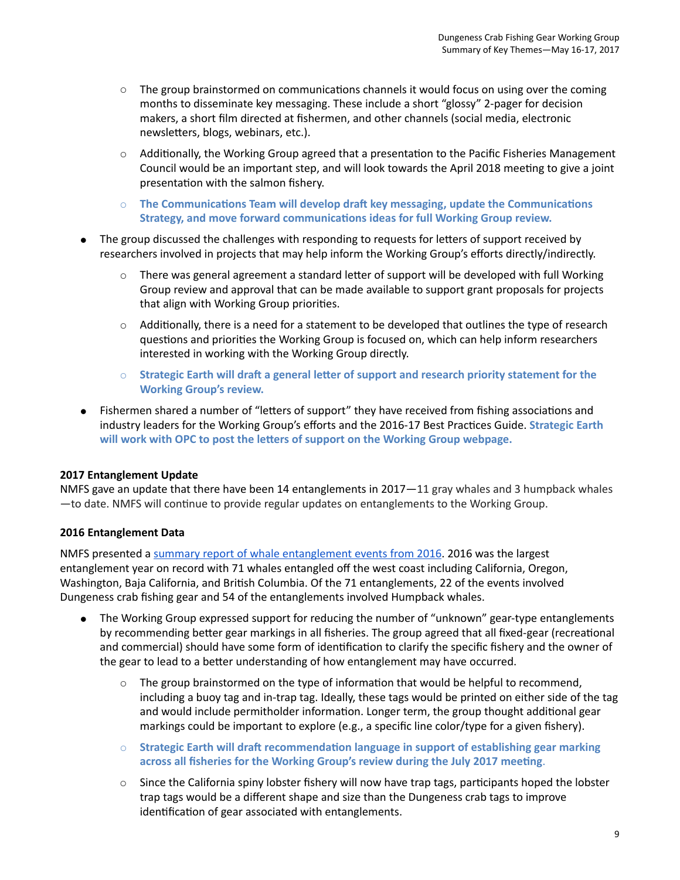- The group brainstormed on communications channels it would focus on using over the coming months to disseminate key messaging. These include a short "glossy" 2-pager for decision makers, a short film directed at fishermen, and other channels (social media, electronic newsletters, blogs, webinars, etc.).
  - Additionally, the Working Group agreed that a presentation to the Pacific Fisheries Management Council would be an important step, and will look towards the April 2018 meeting to give a joint presentation with the salmon fishery.
  - **The Communications Team will develop draft key messaging, update the Communications Strategy, and move forward communications ideas for full Working Group review.**
- The group discussed the challenges with responding to requests for letters of support received by researchers involved in projects that may help inform the Working Group's efforts directly/indirectly.
  - There was general agreement a standard letter of support will be developed with full Working Group review and approval that can be made available to support grant proposals for projects that align with Working Group priorities.
  - Additionally, there is a need for a statement to be developed that outlines the type of research questions and priorities the Working Group is focused on, which can help inform researchers interested in working with the Working Group directly.
  - **Strategic Earth will draft a general letter of support and research priority statement for the Working Group's review.**
- Fishermen shared a number of "letters of support" they have received from fishing associations and industry leaders for the Working Group's efforts and the 2016-17 Best Practices Guide. **Strategic Earth will work with OPC to post the letters of support on the Working Group webpage.**

**2017 Entanglement Update**

NMFS gave an update that there have been 14 entanglements in 2017—11 gray whales and 3 humpback whales—to date. NMFS will continue to provide regular updates on entanglements to the Working Group.

**2016 Entanglement Data**

NMFS presented a summary report of whale entanglement events from 2016. 2016 was the largest entanglement year on record with 71 whales entangled off the west coast including California, Oregon, Washington, Baja California, and British Columbia. Of the 71 entanglements, 22 of the events involved Dungeness crab fishing gear and 54 of the entanglements involved Humpback whales.

- The Working Group expressed support for reducing the number of "unknown" gear-type entanglements by recommending better gear markings in all fisheries. The group agreed that all fixed-gear (recreational and commercial) should have some form of identification to clarify the specific fishery and the owner of the gear to lead to a better understanding of how entanglement may have occurred.
  - The group brainstormed on the type of information that would be helpful to recommend, including a buoy tag and in-trap tag. Ideally, these tags would be printed on either side of the tag and would include permitholder information. Longer term, the group thought additional gear markings could be important to explore (e.g., a specific line color/type for a given fishery).
  - **Strategic Earth will draft recommendation language in support of establishing gear marking across all fisheries for the Working Group's review during the July 2017 meeting**.
  - Since the California spiny lobster fishery will now have trap tags, participants hoped the lobster trap tags would be a different shape and size than the Dungeness crab tags to improve identification of gear associated with entanglements.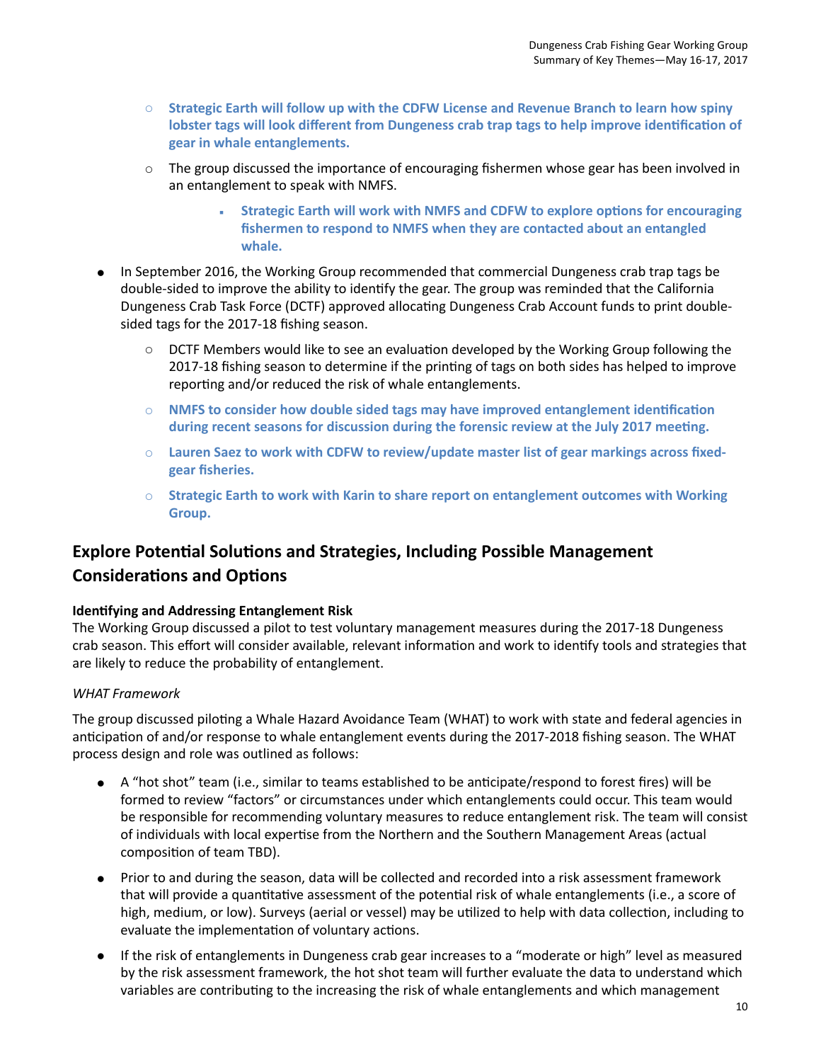- **Strategic Earth will follow up with the CDFW License and Revenue Branch to learn how spiny lobster tags will look different from Dungeness crab trap tags to help improve identification of gear in whale entanglements.**
- The group discussed the importance of encouraging fishermen whose gear has been involved in an entanglement to speak with NMFS.
    - **Strategic Earth will work with NMFS and CDFW to explore options for encouraging fishermen to respond to NMFS when they are contacted about an entangled whale.**

- In September 2016, the Working Group recommended that commercial Dungeness crab trap tags be double-sided to improve the ability to identify the gear. The group was reminded that the California Dungeness Crab Task Force (DCTF) approved allocating Dungeness Crab Account funds to print double-sided tags for the 2017-18 fishing season.
    - DCTF Members would like to see an evaluation developed by the Working Group following the 2017-18 fishing season to determine if the printing of tags on both sides has helped to improve reporting and/or reduced the risk of whale entanglements.
    - **NMFS to consider how double sided tags may have improved entanglement identification during recent seasons for discussion during the forensic review at the July 2017 meeting.**
    - **Lauren Saez to work with CDFW to review/update master list of gear markings across fixed-gear fisheries.**
    - **Strategic Earth to work with Karin to share report on entanglement outcomes with Working Group.**

## Explore Potential Solutions and Strategies, Including Possible Management Considerations and Options

**Identifying and Addressing Entanglement Risk**

The Working Group discussed a pilot to test voluntary management measures during the 2017-18 Dungeness crab season. This effort will consider available, relevant information and work to identify tools and strategies that are likely to reduce the probability of entanglement.

*WHAT Framework*

The group discussed piloting a Whale Hazard Avoidance Team (WHAT) to work with state and federal agencies in anticipation of and/or response to whale entanglement events during the 2017-2018 fishing season. The WHAT process design and role was outlined as follows:

- A "hot shot" team (i.e., similar to teams established to be anticipate/respond to forest fires) will be formed to review "factors" or circumstances under which entanglements could occur. This team would be responsible for recommending voluntary measures to reduce entanglement risk. The team will consist of individuals with local expertise from the Northern and the Southern Management Areas (actual composition of team TBD).
- Prior to and during the season, data will be collected and recorded into a risk assessment framework that will provide a quantitative assessment of the potential risk of whale entanglements (i.e., a score of high, medium, or low). Surveys (aerial or vessel) may be utilized to help with data collection, including to evaluate the implementation of voluntary actions.
- If the risk of entanglements in Dungeness crab gear increases to a "moderate or high" level as measured by the risk assessment framework, the hot shot team will further evaluate the data to understand which variables are contributing to the increasing the risk of whale entanglements and which management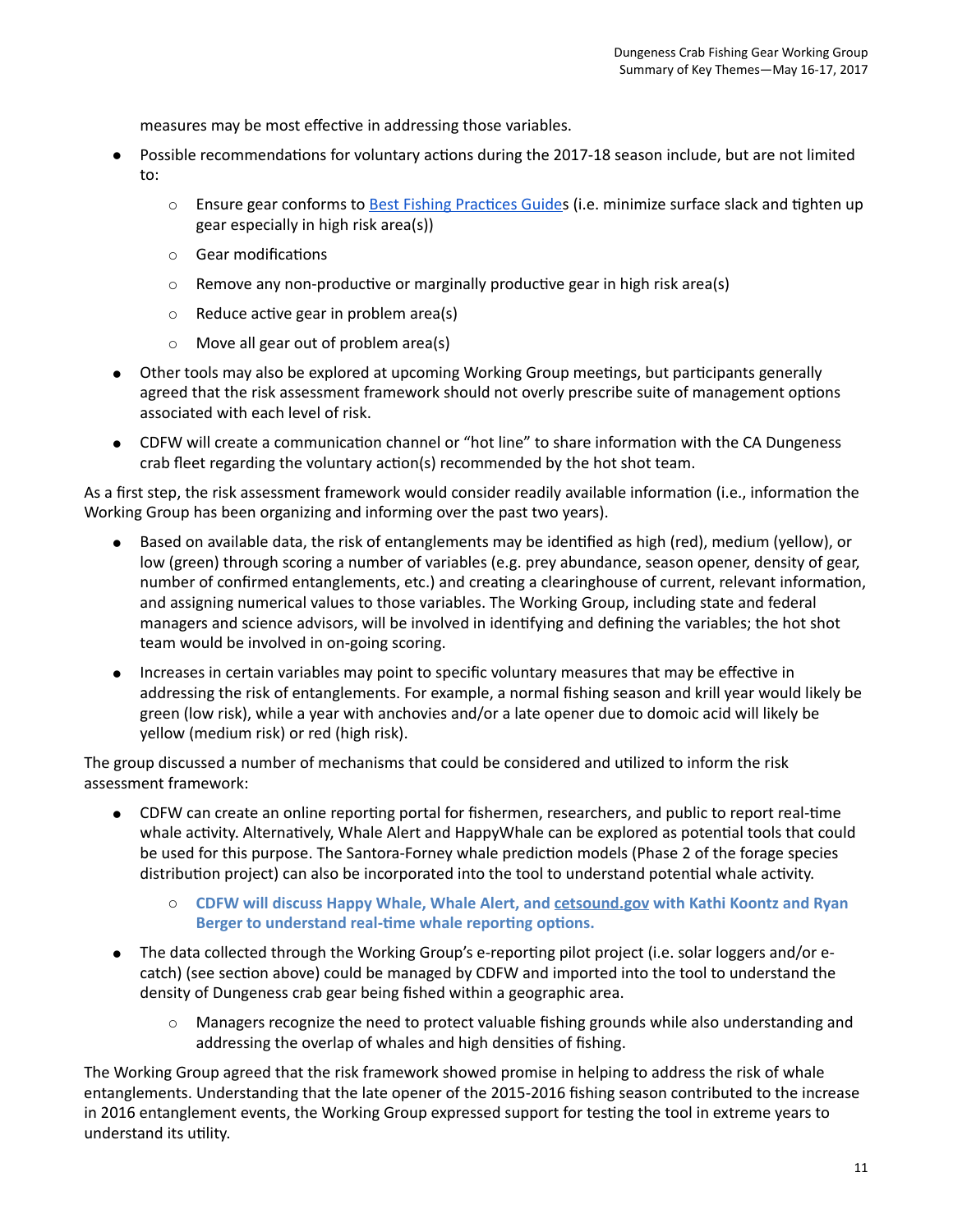measures may be most effective in addressing those variables.

- Possible recommendations for voluntary actions during the 2017-18 season include, but are not limited to:
  - Ensure gear conforms to [Best Fishing Practices Guides](#) (i.e. minimize surface slack and tighten up gear especially in high risk area(s))
  - Gear modifications
  - Remove any non-productive or marginally productive gear in high risk area(s)
  - Reduce active gear in problem area(s)
  - Move all gear out of problem area(s)
- Other tools may also be explored at upcoming Working Group meetings, but participants generally agreed that the risk assessment framework should not overly prescribe suite of management options associated with each level of risk.
- CDFW will create a communication channel or "hot line" to share information with the CA Dungeness crab fleet regarding the voluntary action(s) recommended by the hot shot team.

As a first step, the risk assessment framework would consider readily available information (i.e., information the Working Group has been organizing and informing over the past two years).

- Based on available data, the risk of entanglements may be identified as high (red), medium (yellow), or low (green) through scoring a number of variables (e.g. prey abundance, season opener, density of gear, number of confirmed entanglements, etc.) and creating a clearinghouse of current, relevant information, and assigning numerical values to those variables. The Working Group, including state and federal managers and science advisors, will be involved in identifying and defining the variables; the hot shot team would be involved in on-going scoring.
- Increases in certain variables may point to specific voluntary measures that may be effective in addressing the risk of entanglements. For example, a normal fishing season and krill year would likely be green (low risk), while a year with anchovies and/or a late opener due to domoic acid will likely be yellow (medium risk) or red (high risk).

The group discussed a number of mechanisms that could be considered and utilized to inform the risk assessment framework:

- CDFW can create an online reporting portal for fishermen, researchers, and public to report real-time whale activity. Alternatively, Whale Alert and HappyWhale can be explored as potential tools that could be used for this purpose. The Santora-Forney whale prediction models (Phase 2 of the forage species distribution project) can also be incorporated into the tool to understand potential whale activity.
  - **CDFW will discuss Happy Whale, Whale Alert, and [cetsound.gov](#) with Kathi Koontz and Ryan Berger to understand real-time whale reporting options.**
- The data collected through the Working Group's e-reporting pilot project (i.e. solar loggers and/or e-catch) (see section above) could be managed by CDFW and imported into the tool to understand the density of Dungeness crab gear being fished within a geographic area.
  - Managers recognize the need to protect valuable fishing grounds while also understanding and addressing the overlap of whales and high densities of fishing.

The Working Group agreed that the risk framework showed promise in helping to address the risk of whale entanglements. Understanding that the late opener of the 2015-2016 fishing season contributed to the increase in 2016 entanglement events, the Working Group expressed support for testing the tool in extreme years to understand its utility.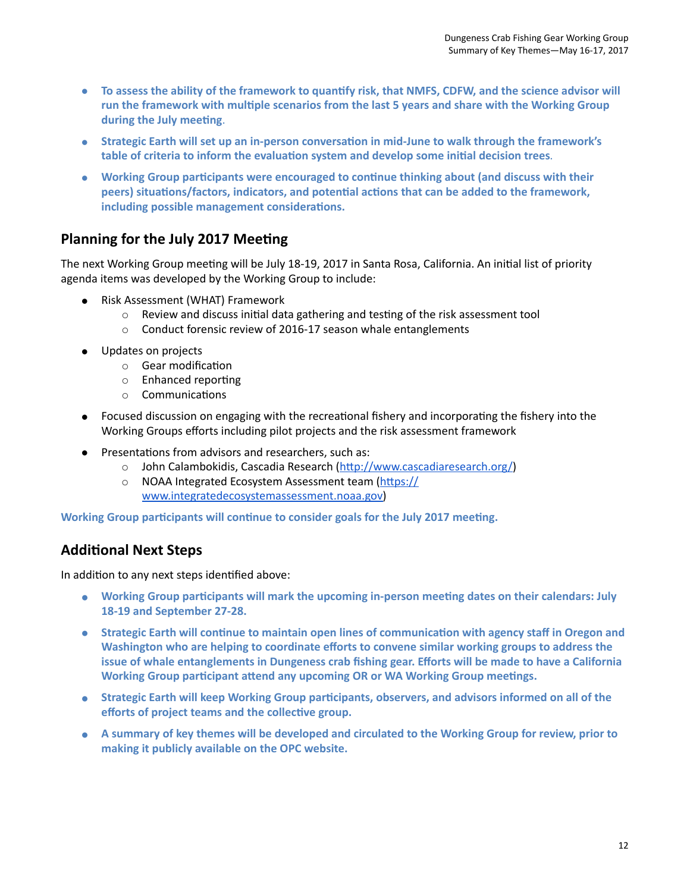- **To assess the ability of the framework to quantify risk, that NMFS, CDFW, and the science advisor will run the framework with multiple scenarios from the last 5 years and share with the Working Group during the July meeting.**
- **Strategic Earth will set up an in-person conversation in mid-June to walk through the framework's table of criteria to inform the evaluation system and develop some initial decision trees.**
- **Working Group participants were encouraged to continue thinking about (and discuss with their peers) situations/factors, indicators, and potential actions that can be added to the framework, including possible management considerations.**

## Planning for the July 2017 Meeting

The next Working Group meeting will be July 18-19, 2017 in Santa Rosa, California. An initial list of priority agenda items was developed by the Working Group to include:

- Risk Assessment (WHAT) Framework
  - Review and discuss initial data gathering and testing of the risk assessment tool
  - Conduct forensic review of 2016-17 season whale entanglements
- Updates on projects
  - Gear modification
  - Enhanced reporting
  - Communications
- Focused discussion on engaging with the recreational fishery and incorporating the fishery into the Working Groups efforts including pilot projects and the risk assessment framework
- Presentations from advisors and researchers, such as:
  - John Calambokidis, Cascadia Research (http://www.cascadiaresearch.org/)
  - NOAA Integrated Ecosystem Assessment team (https://www.integratedecosystemassessment.noaa.gov)

**Working Group participants will continue to consider goals for the July 2017 meeting.**

## Additional Next Steps

In addition to any next steps identified above:

- **Working Group participants will mark the upcoming in-person meeting dates on their calendars: July 18-19 and September 27-28.**
- **Strategic Earth will continue to maintain open lines of communication with agency staff in Oregon and Washington who are helping to coordinate efforts to convene similar working groups to address the issue of whale entanglements in Dungeness crab fishing gear. Efforts will be made to have a California Working Group participant attend any upcoming OR or WA Working Group meetings.**
- **Strategic Earth will keep Working Group participants, observers, and advisors informed on all of the efforts of project teams and the collective group.**
- **A summary of key themes will be developed and circulated to the Working Group for review, prior to making it publicly available on the OPC website.**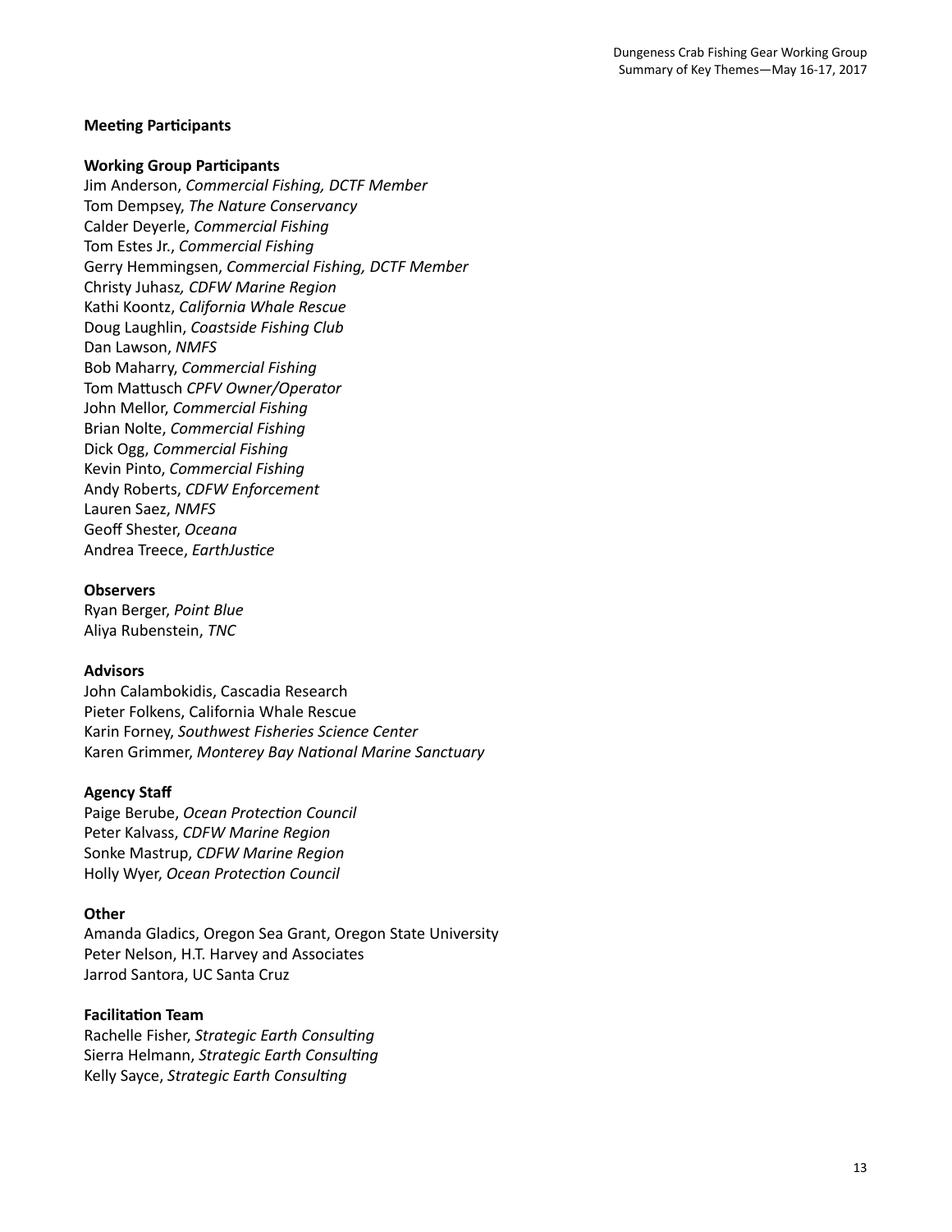**Meeting Participants**

**Working Group Participants**

Jim Anderson, *Commercial Fishing, DCTF Member*
Tom Dempsey, *The Nature Conservancy*
Calder Deyerle, *Commercial Fishing*
Tom Estes Jr., *Commercial Fishing*
Gerry Hemmingsen, *Commercial Fishing, DCTF Member*
Christy Juhasz, *CDFW Marine Region*
Kathi Koontz, *California Whale Rescue*
Doug Laughlin, *Coastside Fishing Club*
Dan Lawson, *NMFS*
Bob Maharry, *Commercial Fishing*
Tom Mattusch *CPFV Owner/Operator*
John Mellor, *Commercial Fishing*
Brian Nolte, *Commercial Fishing*
Dick Ogg, *Commercial Fishing*
Kevin Pinto, *Commercial Fishing*
Andy Roberts, *CDFW Enforcement*
Lauren Saez, *NMFS*
Geoff Shester, *Oceana*
Andrea Treece, *EarthJustice*

**Observers**

Ryan Berger, *Point Blue*
Aliya Rubenstein, *TNC*

**Advisors**

John Calambokidis, Cascadia Research
Pieter Folkens, California Whale Rescue
Karin Forney, *Southwest Fisheries Science Center*
Karen Grimmer, *Monterey Bay National Marine Sanctuary*

**Agency Staff**

Paige Berube, *Ocean Protection Council*
Peter Kalvass, *CDFW Marine Region*
Sonke Mastrup, *CDFW Marine Region*
Holly Wyer, *Ocean Protection Council*

**Other**

Amanda Gladics, Oregon Sea Grant, Oregon State University
Peter Nelson, H.T. Harvey and Associates
Jarrod Santora, UC Santa Cruz

**Facilitation Team**

Rachelle Fisher, *Strategic Earth Consulting*
Sierra Helmann, *Strategic Earth Consulting*
Kelly Sayce, *Strategic Earth Consulting*